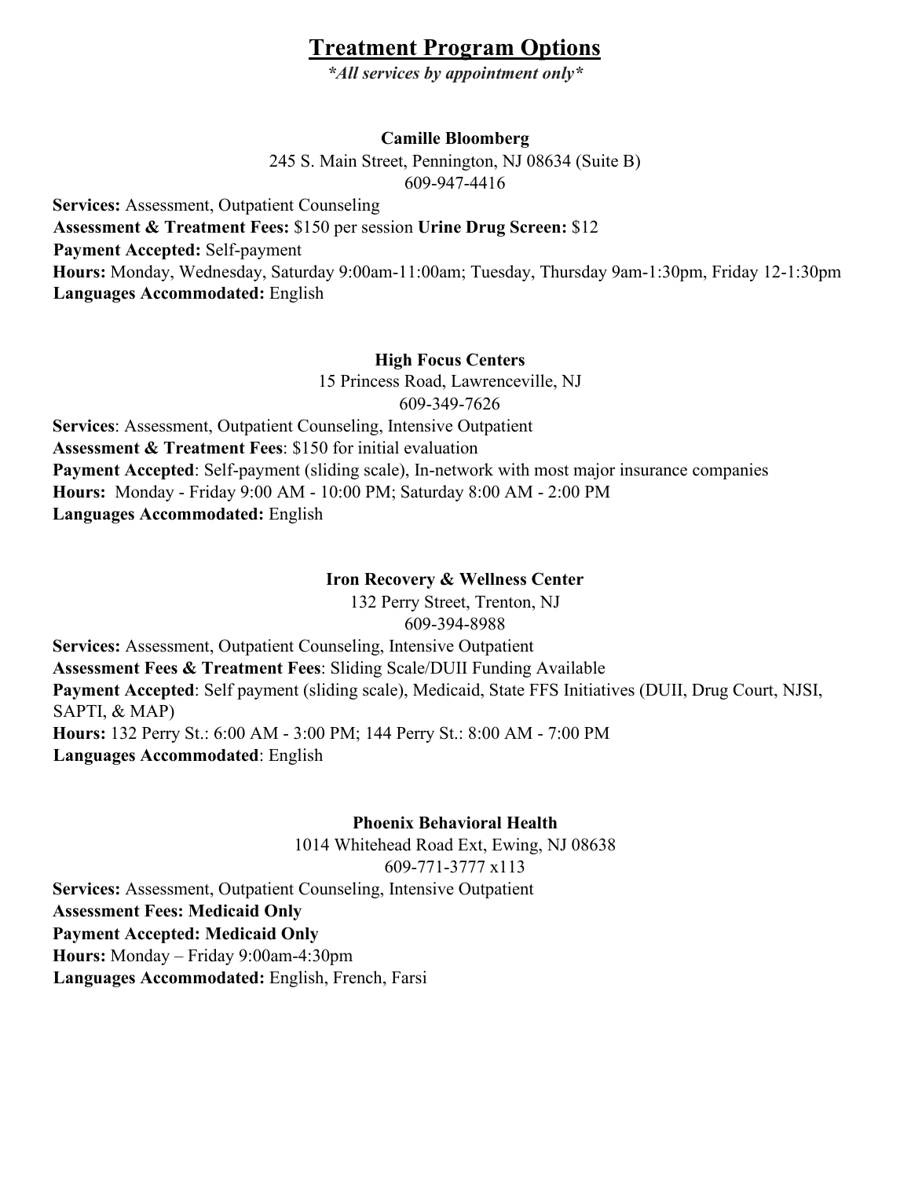# Treatment Program Options

***All services by appointment only***

### Camille Bloomberg

245 S. Main Street, Pennington, NJ 08634 (Suite B)
609-947-4416

**Services:** Assessment, Outpatient Counseling
**Assessment & Treatment Fees:** $150 per session **Urine Drug Screen:** $12
**Payment Accepted:** Self-payment
**Hours:** Monday, Wednesday, Saturday 9:00am-11:00am; Tuesday, Thursday 9am-1:30pm, Friday 12-1:30pm
**Languages Accommodated:** English

### High Focus Centers

15 Princess Road, Lawrenceville, NJ
609-349-7626

**Services**: Assessment, Outpatient Counseling, Intensive Outpatient
**Assessment & Treatment Fees**: $150 for initial evaluation
**Payment Accepted**: Self-payment (sliding scale), In-network with most major insurance companies
**Hours:** Monday - Friday 9:00 AM - 10:00 PM; Saturday 8:00 AM - 2:00 PM
**Languages Accommodated:** English

### Iron Recovery & Wellness Center

132 Perry Street, Trenton, NJ
609-394-8988

**Services:** Assessment, Outpatient Counseling, Intensive Outpatient
**Assessment Fees & Treatment Fees**: Sliding Scale/DUII Funding Available
**Payment Accepted**: Self payment (sliding scale), Medicaid, State FFS Initiatives (DUII, Drug Court, NJSI, SAPTI, & MAP)
**Hours:** 132 Perry St.: 6:00 AM - 3:00 PM; 144 Perry St.: 8:00 AM - 7:00 PM
**Languages Accommodated**: English

### Phoenix Behavioral Health

1014 Whitehead Road Ext, Ewing, NJ 08638
609-771-3777 x113

**Services:** Assessment, Outpatient Counseling, Intensive Outpatient
**Assessment Fees: Medicaid Only**
**Payment Accepted: Medicaid Only**
**Hours:** Monday – Friday 9:00am-4:30pm
**Languages Accommodated:** English, French, Farsi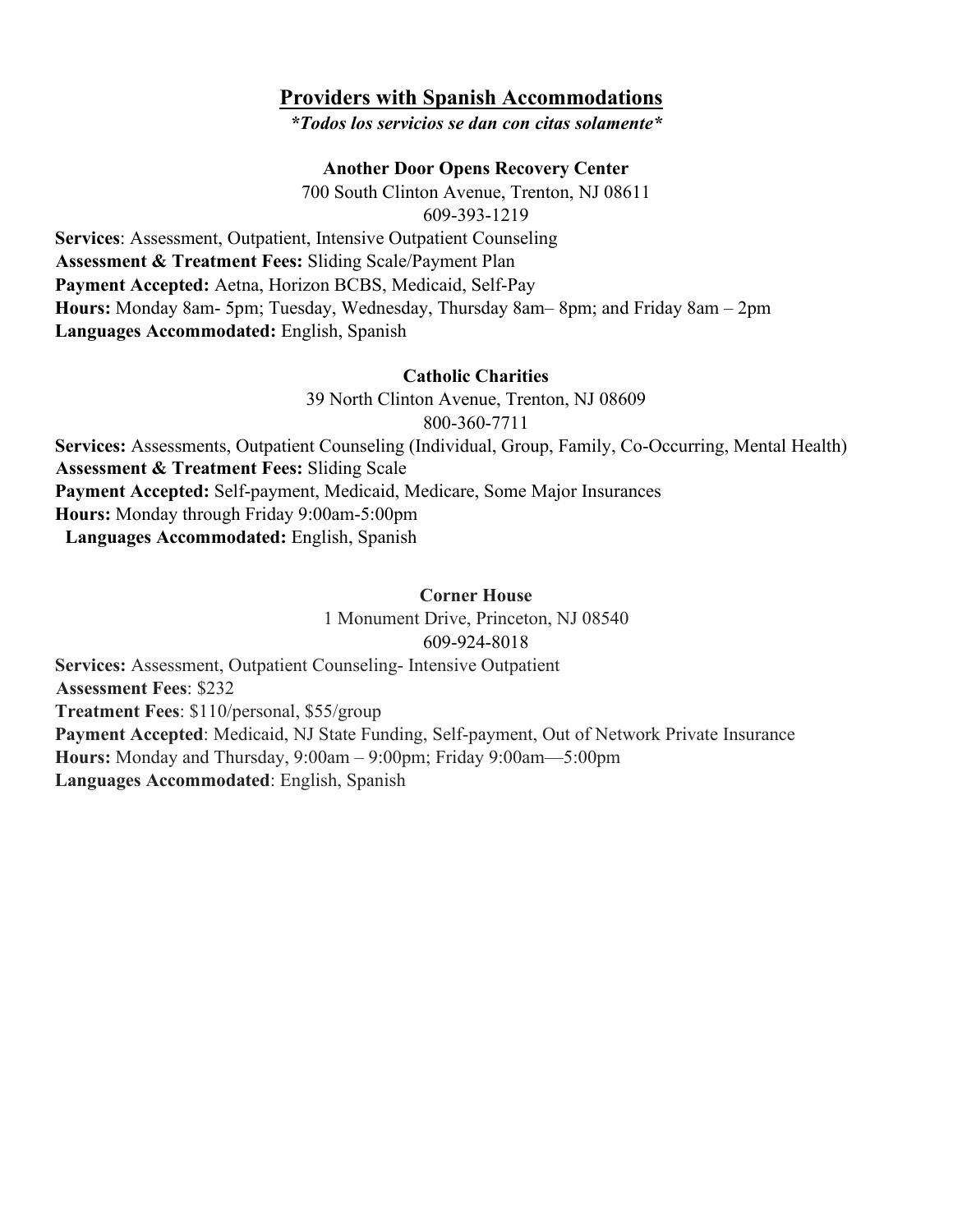## Providers with Spanish Accommodations

***Todos los servicios se dan con citas solamente***

**Another Door Opens Recovery Center**

700 South Clinton Avenue, Trenton, NJ 08611

609-393-1219

**Services**: Assessment, Outpatient, Intensive Outpatient Counseling
**Assessment & Treatment Fees:** Sliding Scale/Payment Plan
**Payment Accepted:** Aetna, Horizon BCBS, Medicaid, Self-Pay
**Hours:** Monday 8am- 5pm; Tuesday, Wednesday, Thursday 8am– 8pm; and Friday 8am – 2pm
**Languages Accommodated:** English, Spanish

**Catholic Charities**

39 North Clinton Avenue, Trenton, NJ 08609

800-360-7711

**Services:** Assessments, Outpatient Counseling (Individual, Group, Family, Co-Occurring, Mental Health)
**Assessment & Treatment Fees:** Sliding Scale
**Payment Accepted:** Self-payment, Medicaid, Medicare, Some Major Insurances
**Hours:** Monday through Friday 9:00am-5:00pm
**Languages Accommodated:** English, Spanish

**Corner House**

1 Monument Drive, Princeton, NJ 08540

609-924-8018

**Services:** Assessment, Outpatient Counseling- Intensive Outpatient
**Assessment Fees**: $232
**Treatment Fees**: $110/personal, $55/group
**Payment Accepted**: Medicaid, NJ State Funding, Self-payment, Out of Network Private Insurance
**Hours:** Monday and Thursday, 9:00am – 9:00pm; Friday 9:00am—5:00pm
**Languages Accommodated**: English, Spanish